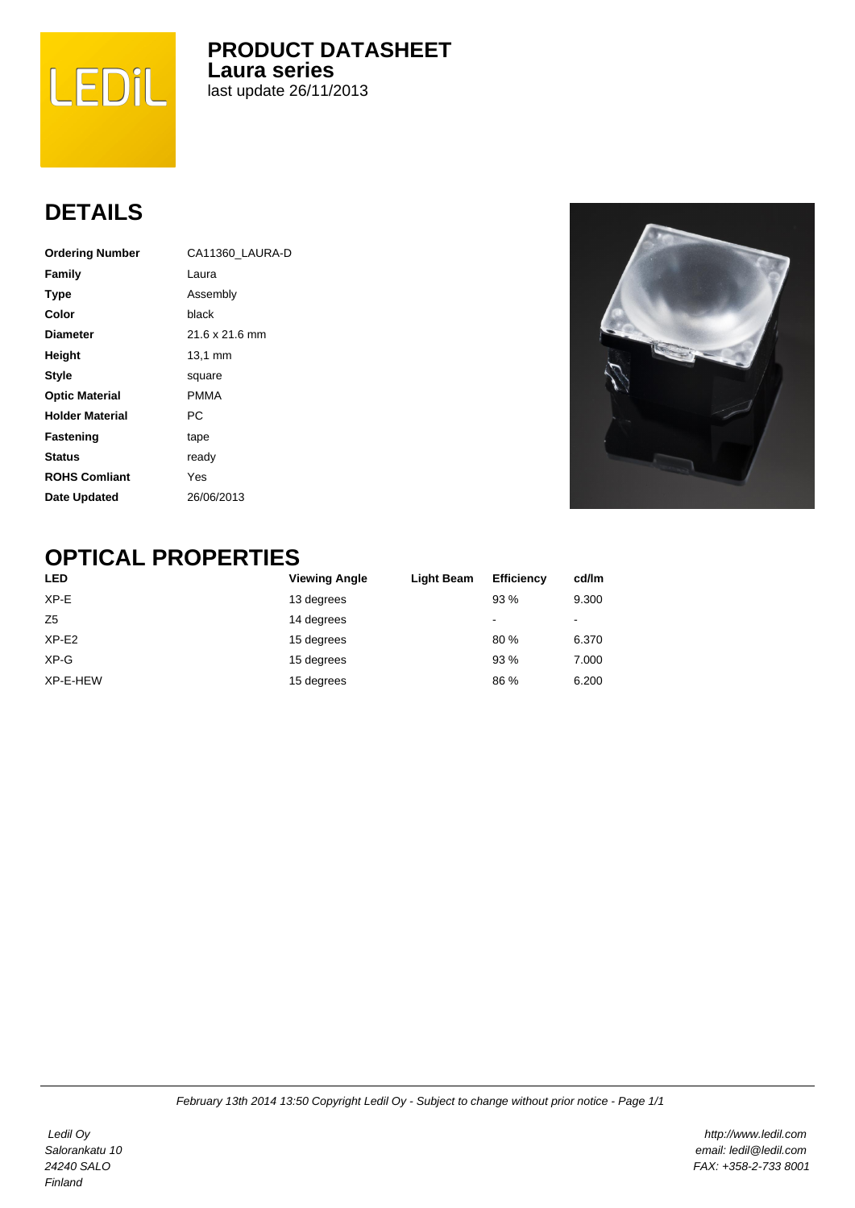# PRODUCT DATASHEET
## Laura series
last update 26/11/2013

## DETAILS

| | |
|---|---|
| **Ordering Number** | CA11360_LAURA-D |
| **Family** | Laura |
| **Type** | Assembly |
| **Color** | black |
| **Diameter** | 21.6 x 21.6 mm |
| **Height** | 13,1 mm |
| **Style** | square |
| **Optic Material** | PMMA |
| **Holder Material** | PC |
| **Fastening** | tape |
| **Status** | ready |
| **ROHS Comliant** | Yes |
| **Date Updated** | 26/06/2013 |

## OPTICAL PROPERTIES

| LED | Viewing Angle | Light Beam | Efficiency | cd/lm |
|---|---|---|---|---|
| XP-E | 13 degrees | | 93 % | 9.300 |
| Z5 | 14 degrees | | - | - |
| XP-E2 | 15 degrees | | 80 % | 6.370 |
| XP-G | 15 degrees | | 93 % | 7.000 |
| XP-E-HEW | 15 degrees | | 86 % | 6.200 |

*February 13th 2014 13:50 Copyright Ledil Oy - Subject to change without prior notice - Page 1/1*

*Ledil Oy*
*Salorankatu 10*
*24240 SALO*
*Finland*

*http://www.ledil.com*
*email: ledil@ledil.com*
*FAX: +358-2-733 8001*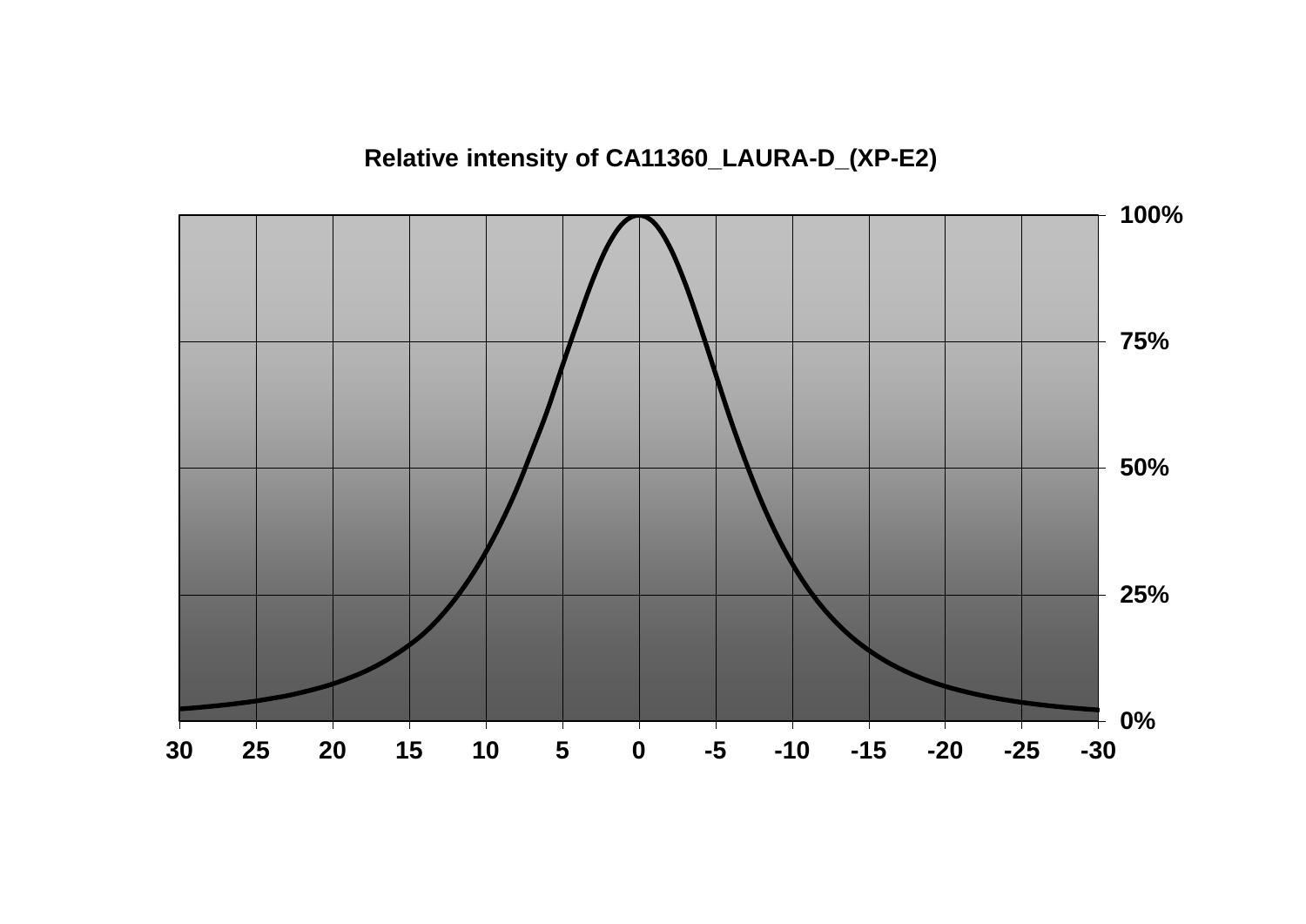**Relative intensity of CA11360_LAURA-D_(XP-E2)**

100%

75%

50%

25%

0%

30 25 20 15 10 5 0 -5 -10 -15 -20 -25 -30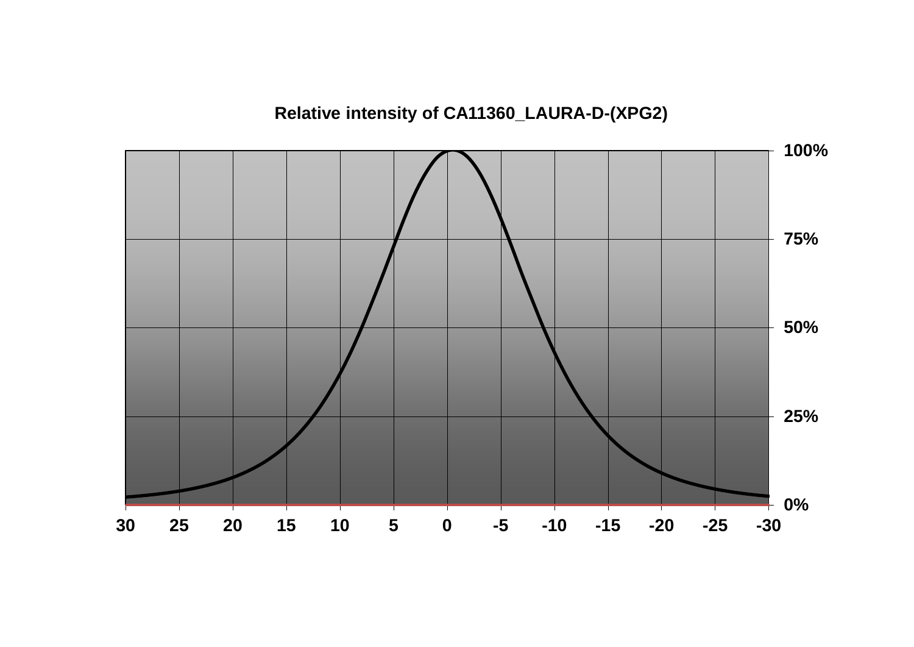Relative intensity of CA11360_LAURA-D-(XPG2)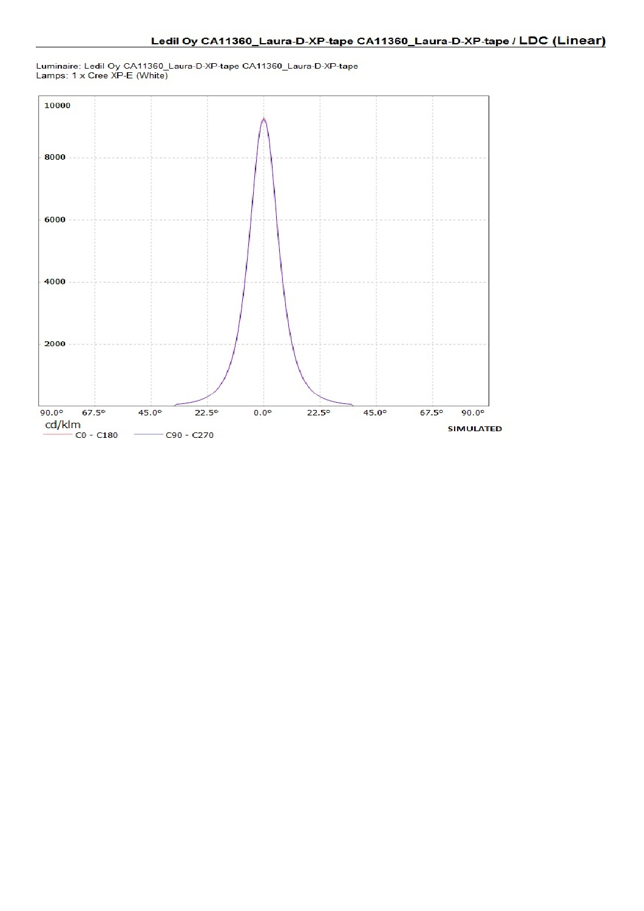**Ledil Oy CA11360_Laura-D-XP-tape CA11360_Laura-D-XP-tape / LDC (Linear)**

Luminaire: Ledil Oy CA11360_Laura-D-XP-tape CA11360_Laura-D-XP-tape
Lamps: 1 x Cree XP-E (White)

10000
8000
6000
4000
2000

90.0° 67.5° 45.0° 22.5° 0.0° 22.5° 45.0° 67.5° 90.0°

cd/klm

C0 - C180 C90 - C270

SIMULATED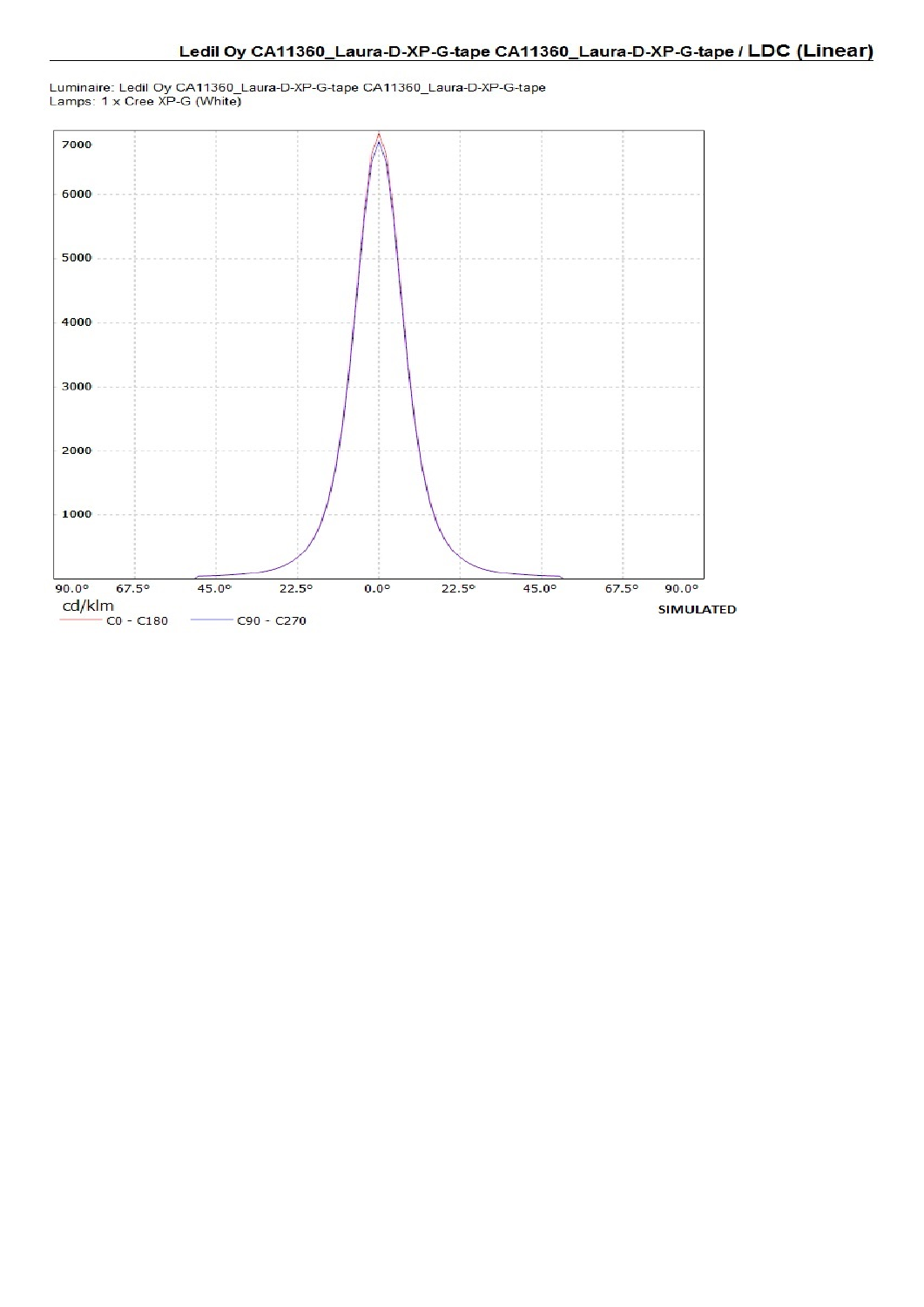## Ledil Oy CA11360_Laura-D-XP-G-tape CA11360_Laura-D-XP-G-tape / LDC (Linear)

Luminaire: Ledil Oy CA11360_Laura-D-XP-G-tape CA11360_Laura-D-XP-G-tape
Lamps: 1 x Cree XP-G (White)

7000
6000
5000
4000
3000
2000
1000

90.0° 67.5° 45.0° 22.5° 0.0° 22.5° 45.0° 67.5° 90.0°

cd/klm

C0 - C180    C90 - C270

SIMULATED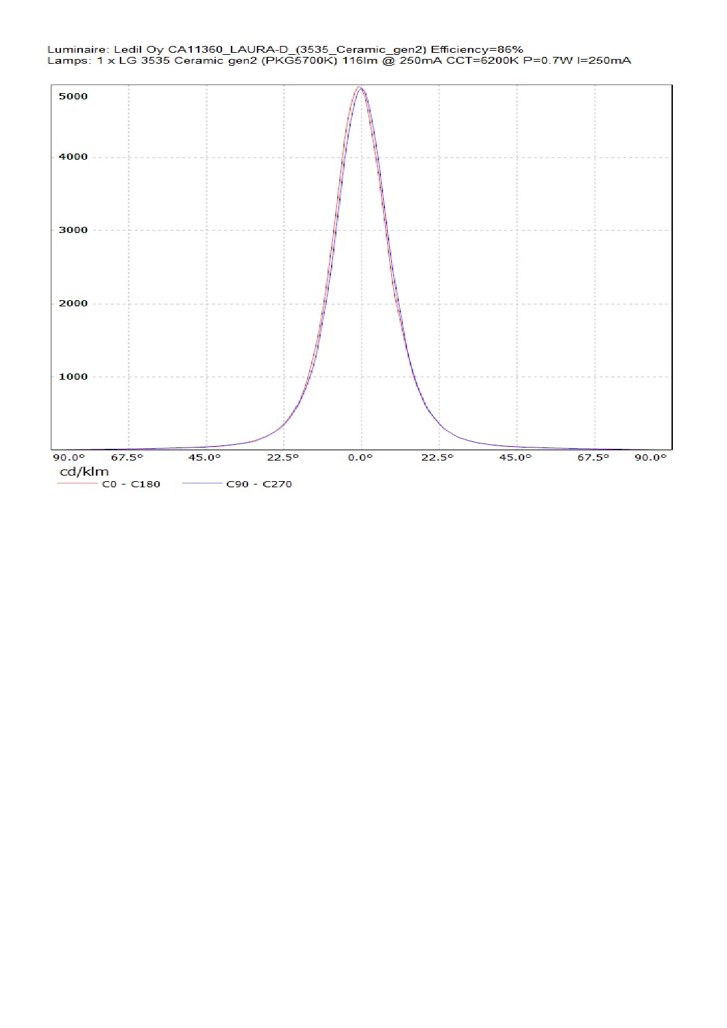Luminaire: Ledil Oy CA11360_LAURA-D_(3535_Ceramic_gen2) Efficiency=86%
Lamps: 1 x LG 3535 Ceramic gen2 (PKG5700K) 116lm @ 250mA CCT=6200K P=0.7W I=250mA

5000
4000
3000
2000
1000

90.0° 67.5° 45.0° 22.5° 0.0° 22.5° 45.0° 67.5° 90.0°

cd/klm

C0 - C180 C90 - C270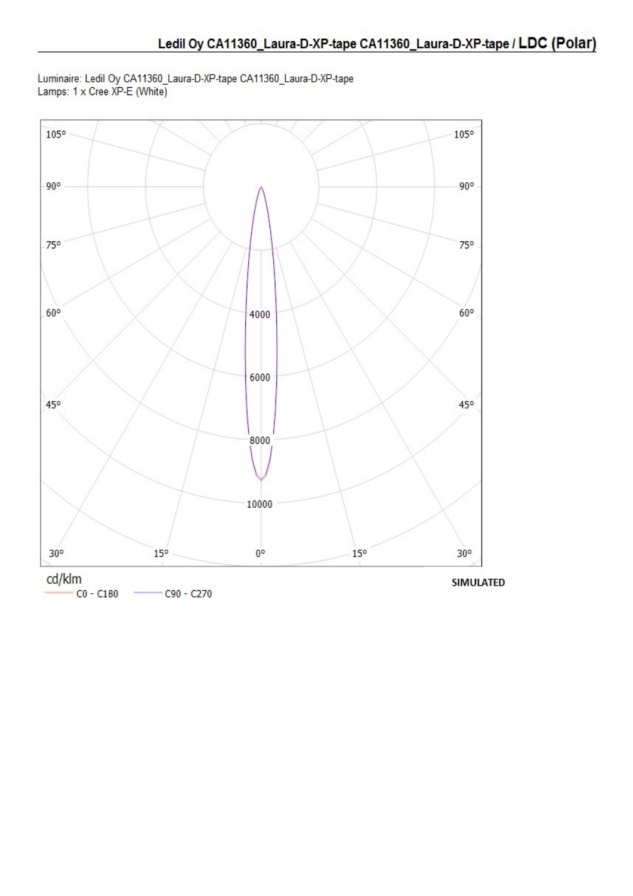## Ledil Oy CA11360_Laura-D-XP-tape CA11360_Laura-D-XP-tape / LDC (Polar)

Luminaire: Ledil Oy CA11360_Laura-D-XP-tape CA11360_Laura-D-XP-tape
Lamps: 1 x Cree XP-E (White)

105° 105°
90° 90°
75° 75°
60° 4000 60°
6000
45° 45°
8000
10000
30° 15° 0° 15° 30°

cd/klm
C0 - C180    C90 - C270

**SIMULATED**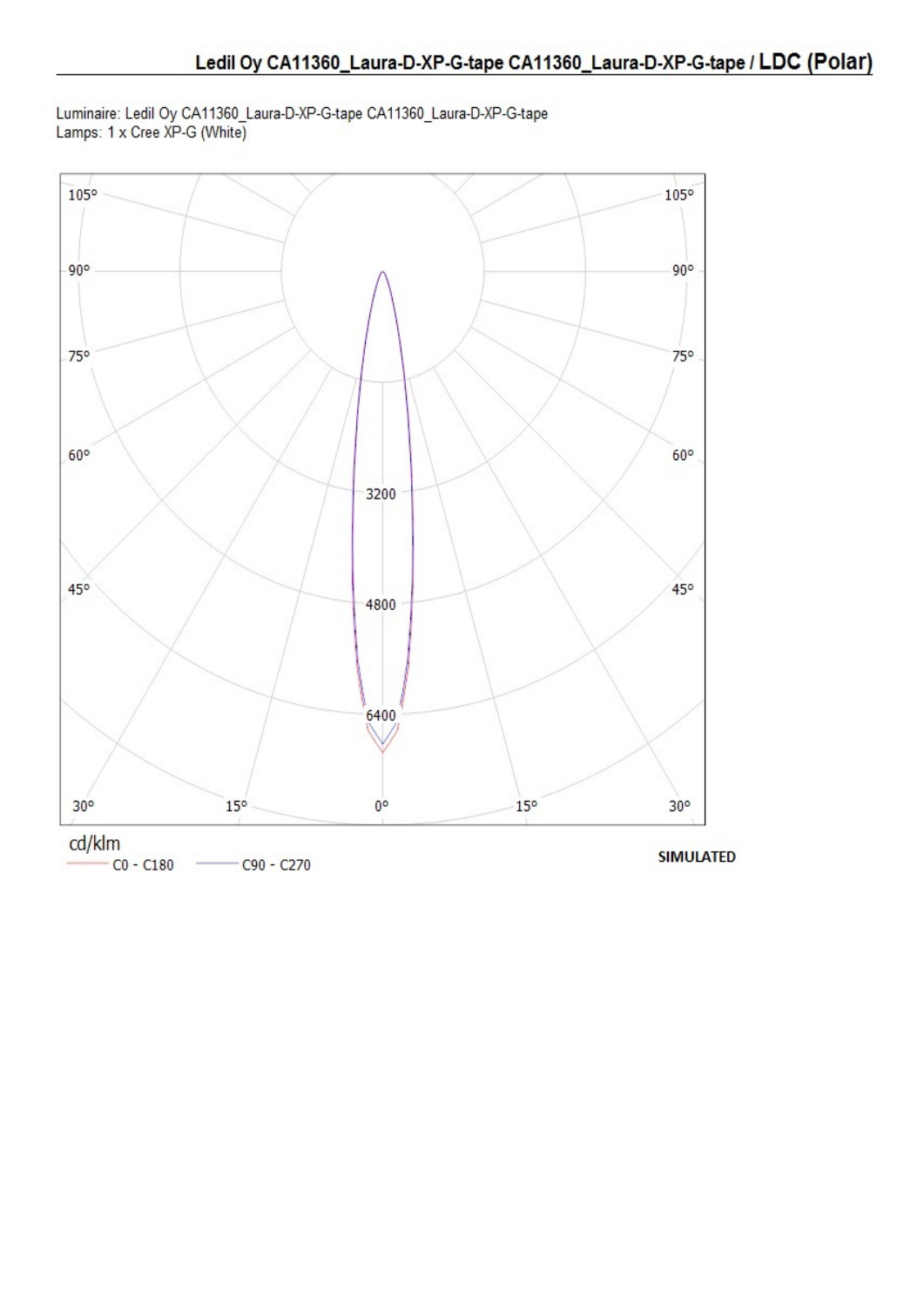## Ledil Oy CA11360_Laura-D-XP-G-tape CA11360_Laura-D-XP-G-tape / LDC (Polar)

Luminaire: Ledil Oy CA11360_Laura-D-XP-G-tape CA11360_Laura-D-XP-G-tape
Lamps: 1 x Cree XP-G (White)

cd/klm
C0 - C180    C90 - C270

SIMULATED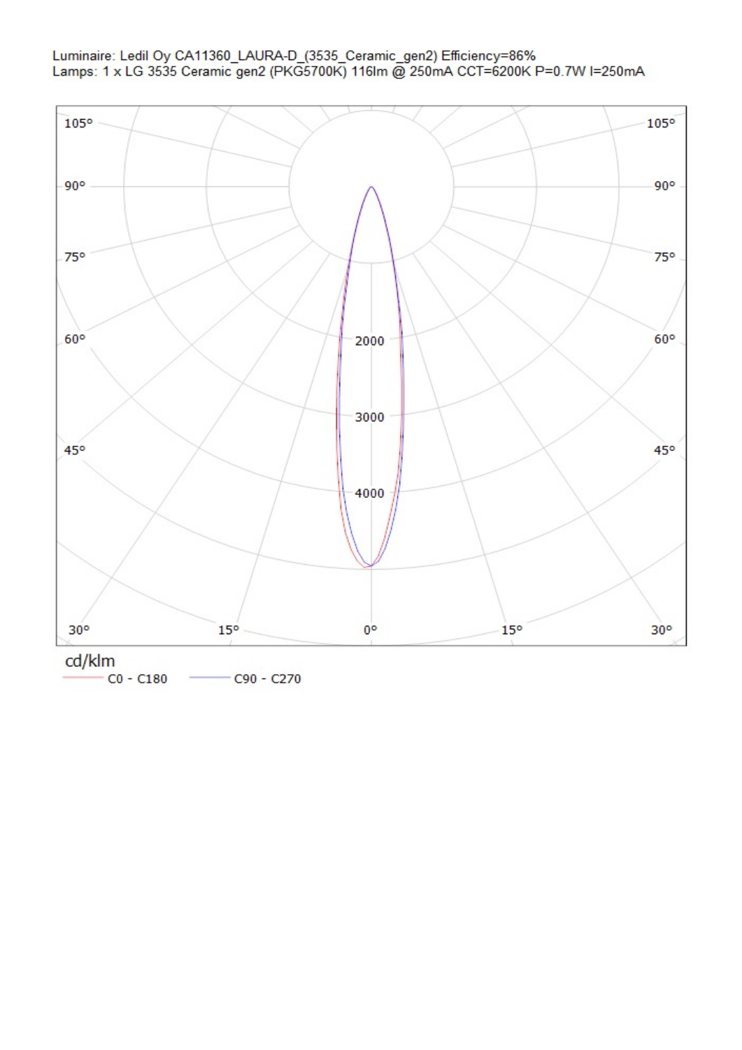Luminaire: Ledil Oy CA11360_LAURA-D_(3535_Ceramic_gen2) Efficiency=86%
Lamps: 1 x LG 3535 Ceramic gen2 (PKG5700K) 116lm @ 250mA CCT=6200K P=0.7W I=250mA

105° 105°

90° 90°

75° 75°

60° 2000 60°

3000

45° 45°

4000

30° 15° 0° 15° 30°

cd/klm

C0 - C180 C90 - C270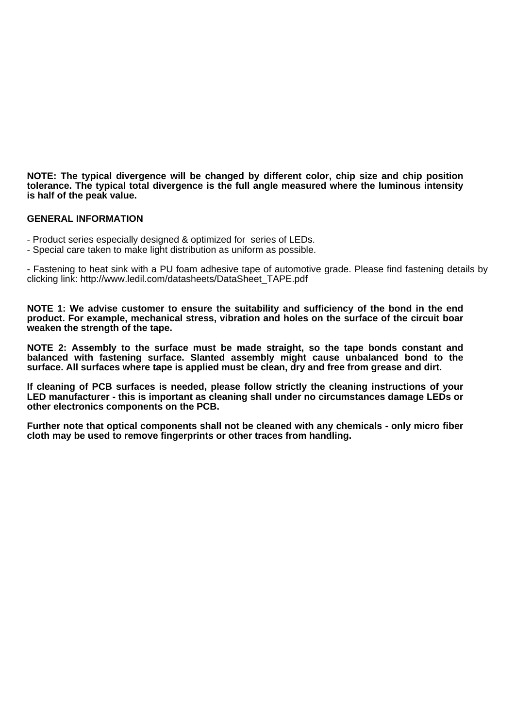**NOTE: The typical divergence will be changed by different color, chip size and chip position tolerance. The typical total divergence is the full angle measured where the luminous intensity is half of the peak value.**

**GENERAL INFORMATION**

- Product series especially designed & optimized for  series of LEDs.
- Special care taken to make light distribution as uniform as possible.

- Fastening to heat sink with a PU foam adhesive tape of automotive grade. Please find fastening details by clicking link: http://www.ledil.com/datasheets/DataSheet_TAPE.pdf

**NOTE 1: We advise customer to ensure the suitability and sufficiency of the bond in the end product. For example, mechanical stress, vibration and holes on the surface of the circuit boar weaken the strength of the tape.**

**NOTE 2: Assembly to the surface must be made straight, so the tape bonds constant and balanced with fastening surface. Slanted assembly might cause unbalanced bond to the surface. All surfaces where tape is applied must be clean, dry and free from grease and dirt.**

**If cleaning of PCB surfaces is needed, please follow strictly the cleaning instructions of your LED manufacturer - this is important as cleaning shall under no circumstances damage LEDs or other electronics components on the PCB.**

**Further note that optical components shall not be cleaned with any chemicals - only micro fiber cloth may be used to remove fingerprints or other traces from handling.**